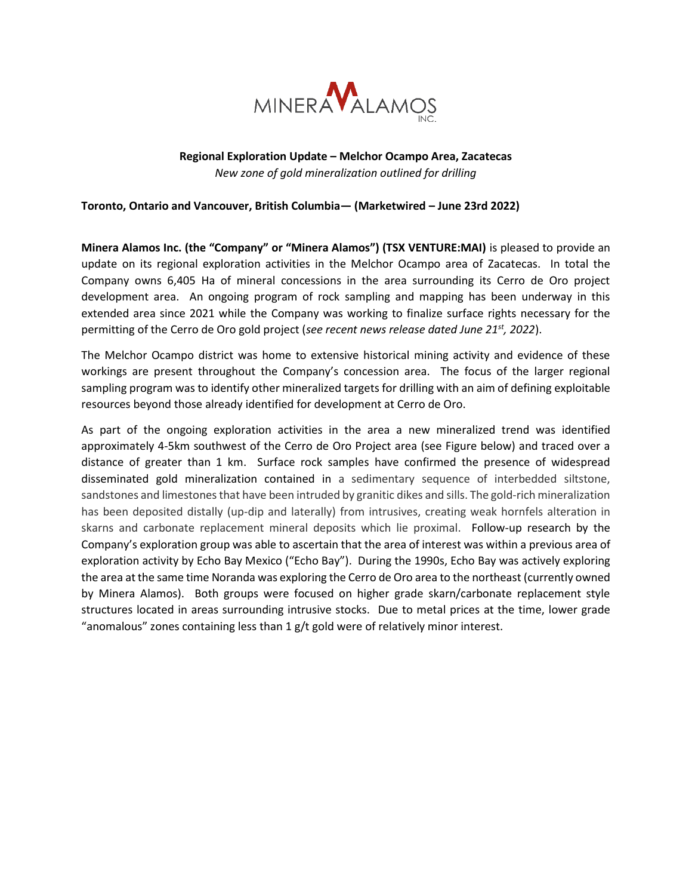**Regional Exploration Update – Melchor Ocampo Area, Zacatecas**

*New zone of gold mineralization outlined for drilling*

**Toronto, Ontario and Vancouver, British Columbia— (Marketwired – June 23rd 2022)**

**Minera Alamos Inc. (the "Company" or "Minera Alamos") (TSX VENTURE:MAI)** is pleased to provide an update on its regional exploration activities in the Melchor Ocampo area of Zacatecas. In total the Company owns 6,405 Ha of mineral concessions in the area surrounding its Cerro de Oro project development area. An ongoing program of rock sampling and mapping has been underway in this extended area since 2021 while the Company was working to finalize surface rights necessary for the permitting of the Cerro de Oro gold project (*see recent news release dated June 21st, 2022*).

The Melchor Ocampo district was home to extensive historical mining activity and evidence of these workings are present throughout the Company's concession area. The focus of the larger regional sampling program was to identify other mineralized targets for drilling with an aim of defining exploitable resources beyond those already identified for development at Cerro de Oro.

As part of the ongoing exploration activities in the area a new mineralized trend was identified approximately 4-5km southwest of the Cerro de Oro Project area (see Figure below) and traced over a distance of greater than 1 km. Surface rock samples have confirmed the presence of widespread disseminated gold mineralization contained in a sedimentary sequence of interbedded siltstone, sandstones and limestones that have been intruded by granitic dikes and sills. The gold-rich mineralization has been deposited distally (up-dip and laterally) from intrusives, creating weak hornfels alteration in skarns and carbonate replacement mineral deposits which lie proximal. Follow-up research by the Company's exploration group was able to ascertain that the area of interest was within a previous area of exploration activity by Echo Bay Mexico ("Echo Bay"). During the 1990s, Echo Bay was actively exploring the area at the same time Noranda was exploring the Cerro de Oro area to the northeast (currently owned by Minera Alamos). Both groups were focused on higher grade skarn/carbonate replacement style structures located in areas surrounding intrusive stocks. Due to metal prices at the time, lower grade "anomalous" zones containing less than 1 g/t gold were of relatively minor interest.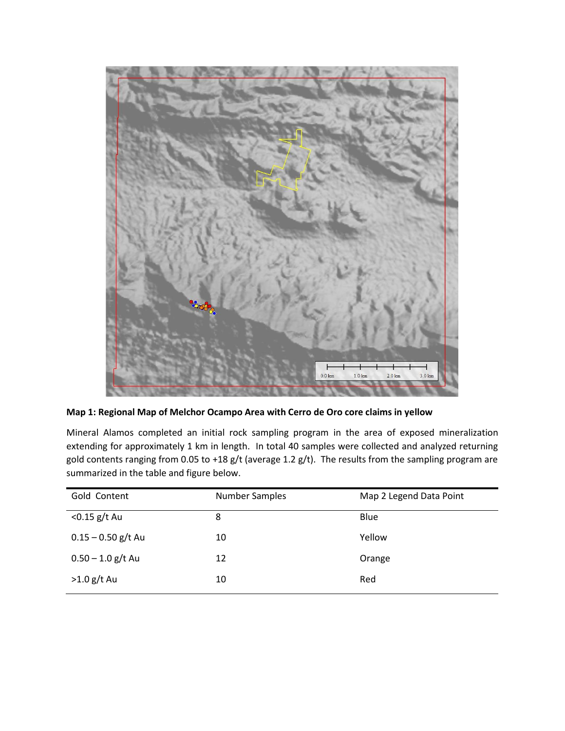**Map 1: Regional Map of Melchor Ocampo Area with Cerro de Oro core claims in yellow**

Mineral Alamos completed an initial rock sampling program in the area of exposed mineralization extending for approximately 1 km in length. In total 40 samples were collected and analyzed returning gold contents ranging from 0.05 to +18 g/t (average 1.2 g/t). The results from the sampling program are summarized in the table and figure below.

| Gold Content | Number Samples | Map 2 Legend Data Point |
|---|---|---|
| <0.15 g/t Au | 8 | Blue |
| 0.15 – 0.50 g/t Au | 10 | Yellow |
| 0.50 – 1.0 g/t Au | 12 | Orange |
| >1.0 g/t Au | 10 | Red |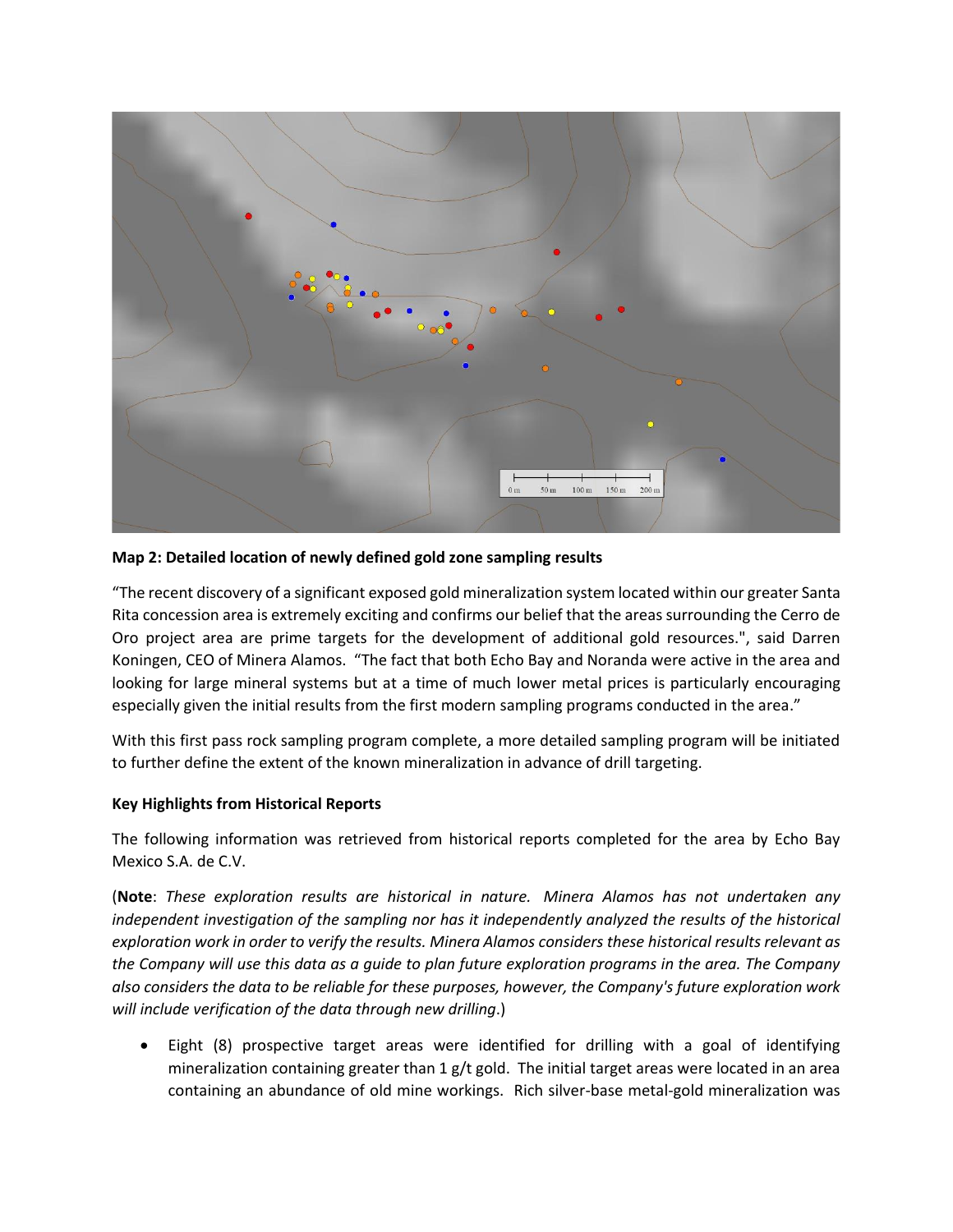**Map 2: Detailed location of newly defined gold zone sampling results**

"The recent discovery of a significant exposed gold mineralization system located within our greater Santa Rita concession area is extremely exciting and confirms our belief that the areas surrounding the Cerro de Oro project area are prime targets for the development of additional gold resources.", said Darren Koningen, CEO of Minera Alamos. "The fact that both Echo Bay and Noranda were active in the area and looking for large mineral systems but at a time of much lower metal prices is particularly encouraging especially given the initial results from the first modern sampling programs conducted in the area."

With this first pass rock sampling program complete, a more detailed sampling program will be initiated to further define the extent of the known mineralization in advance of drill targeting.

**Key Highlights from Historical Reports**

The following information was retrieved from historical reports completed for the area by Echo Bay Mexico S.A. de C.V.

(**Note**: *These exploration results are historical in nature. Minera Alamos has not undertaken any independent investigation of the sampling nor has it independently analyzed the results of the historical exploration work in order to verify the results. Minera Alamos considers these historical results relevant as the Company will use this data as a guide to plan future exploration programs in the area. The Company also considers the data to be reliable for these purposes, however, the Company's future exploration work will include verification of the data through new drilling*.)

- Eight (8) prospective target areas were identified for drilling with a goal of identifying mineralization containing greater than 1 g/t gold. The initial target areas were located in an area containing an abundance of old mine workings. Rich silver-base metal-gold mineralization was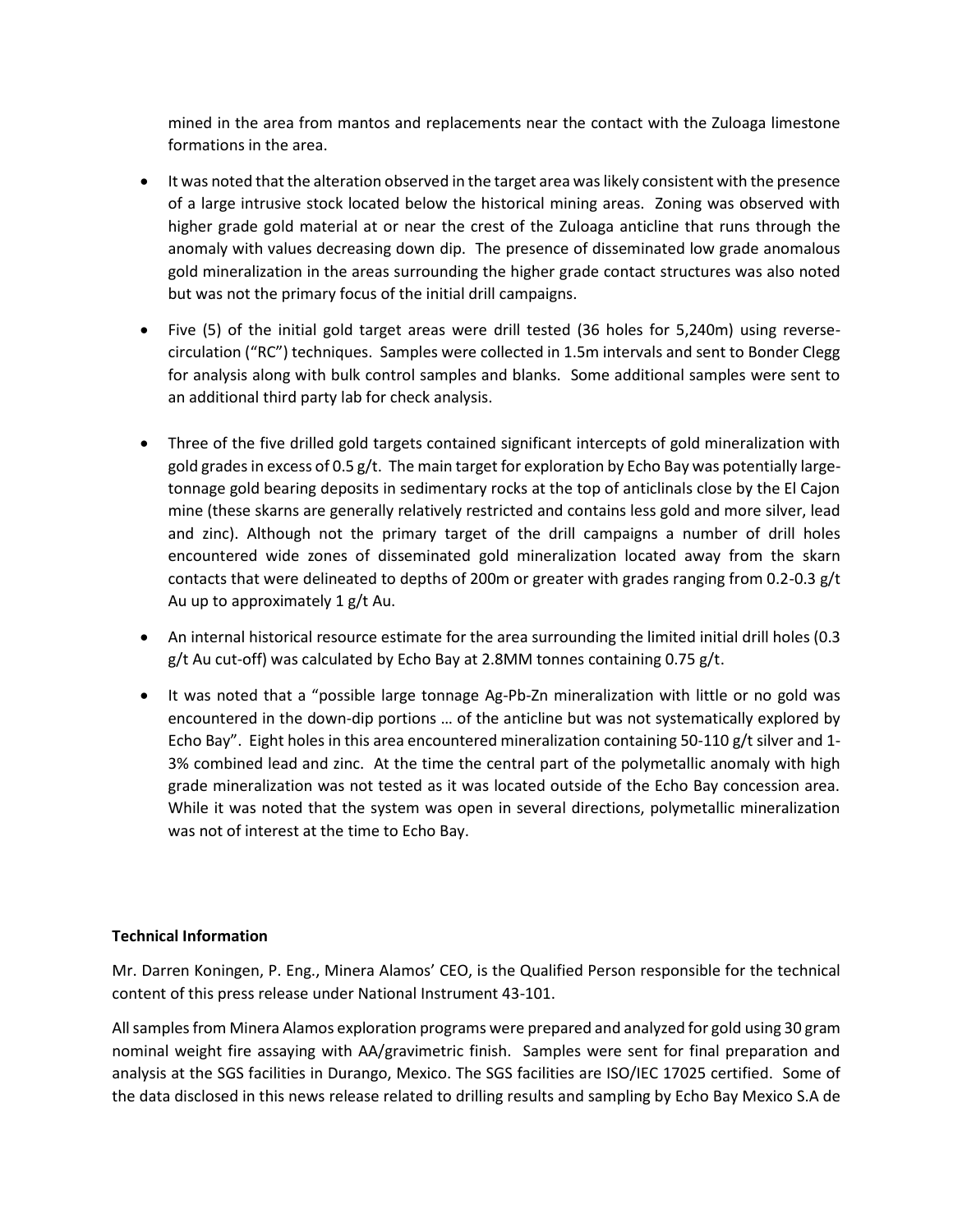mined in the area from mantos and replacements near the contact with the Zuloaga limestone formations in the area.

- It was noted that the alteration observed in the target area was likely consistent with the presence of a large intrusive stock located below the historical mining areas. Zoning was observed with higher grade gold material at or near the crest of the Zuloaga anticline that runs through the anomaly with values decreasing down dip. The presence of disseminated low grade anomalous gold mineralization in the areas surrounding the higher grade contact structures was also noted but was not the primary focus of the initial drill campaigns.

- Five (5) of the initial gold target areas were drill tested (36 holes for 5,240m) using reverse-circulation ("RC") techniques. Samples were collected in 1.5m intervals and sent to Bonder Clegg for analysis along with bulk control samples and blanks. Some additional samples were sent to an additional third party lab for check analysis.

- Three of the five drilled gold targets contained significant intercepts of gold mineralization with gold grades in excess of 0.5 g/t. The main target for exploration by Echo Bay was potentially large-tonnage gold bearing deposits in sedimentary rocks at the top of anticlinals close by the El Cajon mine (these skarns are generally relatively restricted and contains less gold and more silver, lead and zinc). Although not the primary target of the drill campaigns a number of drill holes encountered wide zones of disseminated gold mineralization located away from the skarn contacts that were delineated to depths of 200m or greater with grades ranging from 0.2-0.3 g/t Au up to approximately 1 g/t Au.

- An internal historical resource estimate for the area surrounding the limited initial drill holes (0.3 g/t Au cut-off) was calculated by Echo Bay at 2.8MM tonnes containing 0.75 g/t.

- It was noted that a "possible large tonnage Ag-Pb-Zn mineralization with little or no gold was encountered in the down-dip portions … of the anticline but was not systematically explored by Echo Bay". Eight holes in this area encountered mineralization containing 50-110 g/t silver and 1-3% combined lead and zinc. At the time the central part of the polymetallic anomaly with high grade mineralization was not tested as it was located outside of the Echo Bay concession area. While it was noted that the system was open in several directions, polymetallic mineralization was not of interest at the time to Echo Bay.

**Technical Information**

Mr. Darren Koningen, P. Eng., Minera Alamos' CEO, is the Qualified Person responsible for the technical content of this press release under National Instrument 43-101.

All samples from Minera Alamos exploration programs were prepared and analyzed for gold using 30 gram nominal weight fire assaying with AA/gravimetric finish. Samples were sent for final preparation and analysis at the SGS facilities in Durango, Mexico. The SGS facilities are ISO/IEC 17025 certified. Some of the data disclosed in this news release related to drilling results and sampling by Echo Bay Mexico S.A de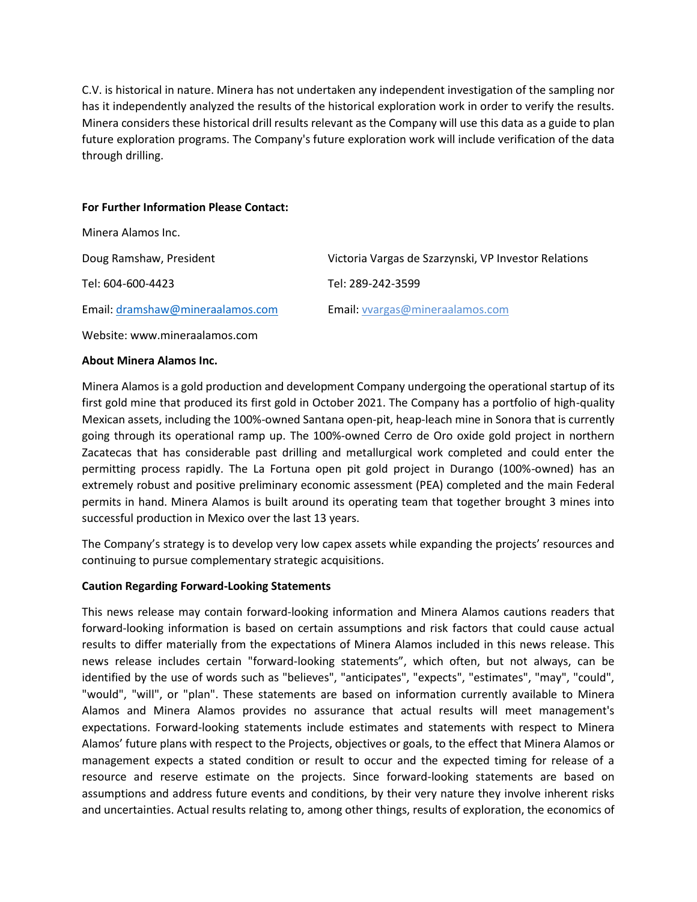C.V. is historical in nature. Minera has not undertaken any independent investigation of the sampling nor has it independently analyzed the results of the historical exploration work in order to verify the results. Minera considers these historical drill results relevant as the Company will use this data as a guide to plan future exploration programs. The Company's future exploration work will include verification of the data through drilling.

**For Further Information Please Contact:**

Minera Alamos Inc.

| Doug Ramshaw, President | Victoria Vargas de Szarzynski, VP Investor Relations |
| --- | --- |
| Tel: 604-600-4423 | Tel: 289-242-3599 |
| Email: dramshaw@mineraalamos.com | Email: vvargas@mineraalamos.com |

Website: www.mineraalamos.com

**About Minera Alamos Inc.**

Minera Alamos is a gold production and development Company undergoing the operational startup of its first gold mine that produced its first gold in October 2021. The Company has a portfolio of high-quality Mexican assets, including the 100%-owned Santana open-pit, heap-leach mine in Sonora that is currently going through its operational ramp up. The 100%-owned Cerro de Oro oxide gold project in northern Zacatecas that has considerable past drilling and metallurgical work completed and could enter the permitting process rapidly. The La Fortuna open pit gold project in Durango (100%-owned) has an extremely robust and positive preliminary economic assessment (PEA) completed and the main Federal permits in hand. Minera Alamos is built around its operating team that together brought 3 mines into successful production in Mexico over the last 13 years.

The Company's strategy is to develop very low capex assets while expanding the projects' resources and continuing to pursue complementary strategic acquisitions.

**Caution Regarding Forward-Looking Statements**

This news release may contain forward-looking information and Minera Alamos cautions readers that forward-looking information is based on certain assumptions and risk factors that could cause actual results to differ materially from the expectations of Minera Alamos included in this news release. This news release includes certain "forward-looking statements", which often, but not always, can be identified by the use of words such as "believes", "anticipates", "expects", "estimates", "may", "could", "would", "will", or "plan". These statements are based on information currently available to Minera Alamos and Minera Alamos provides no assurance that actual results will meet management's expectations. Forward-looking statements include estimates and statements with respect to Minera Alamos' future plans with respect to the Projects, objectives or goals, to the effect that Minera Alamos or management expects a stated condition or result to occur and the expected timing for release of a resource and reserve estimate on the projects. Since forward-looking statements are based on assumptions and address future events and conditions, by their very nature they involve inherent risks and uncertainties. Actual results relating to, among other things, results of exploration, the economics of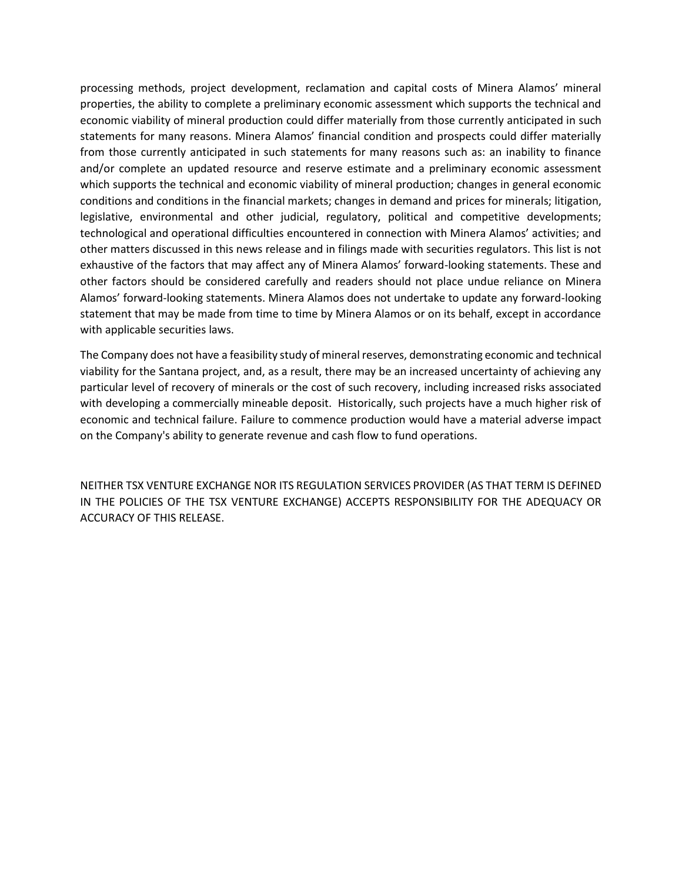processing methods, project development, reclamation and capital costs of Minera Alamos' mineral properties, the ability to complete a preliminary economic assessment which supports the technical and economic viability of mineral production could differ materially from those currently anticipated in such statements for many reasons. Minera Alamos' financial condition and prospects could differ materially from those currently anticipated in such statements for many reasons such as: an inability to finance and/or complete an updated resource and reserve estimate and a preliminary economic assessment which supports the technical and economic viability of mineral production; changes in general economic conditions and conditions in the financial markets; changes in demand and prices for minerals; litigation, legislative, environmental and other judicial, regulatory, political and competitive developments; technological and operational difficulties encountered in connection with Minera Alamos' activities; and other matters discussed in this news release and in filings made with securities regulators. This list is not exhaustive of the factors that may affect any of Minera Alamos' forward-looking statements. These and other factors should be considered carefully and readers should not place undue reliance on Minera Alamos' forward-looking statements. Minera Alamos does not undertake to update any forward-looking statement that may be made from time to time by Minera Alamos or on its behalf, except in accordance with applicable securities laws.

The Company does not have a feasibility study of mineral reserves, demonstrating economic and technical viability for the Santana project, and, as a result, there may be an increased uncertainty of achieving any particular level of recovery of minerals or the cost of such recovery, including increased risks associated with developing a commercially mineable deposit. Historically, such projects have a much higher risk of economic and technical failure. Failure to commence production would have a material adverse impact on the Company's ability to generate revenue and cash flow to fund operations.

NEITHER TSX VENTURE EXCHANGE NOR ITS REGULATION SERVICES PROVIDER (AS THAT TERM IS DEFINED IN THE POLICIES OF THE TSX VENTURE EXCHANGE) ACCEPTS RESPONSIBILITY FOR THE ADEQUACY OR ACCURACY OF THIS RELEASE.